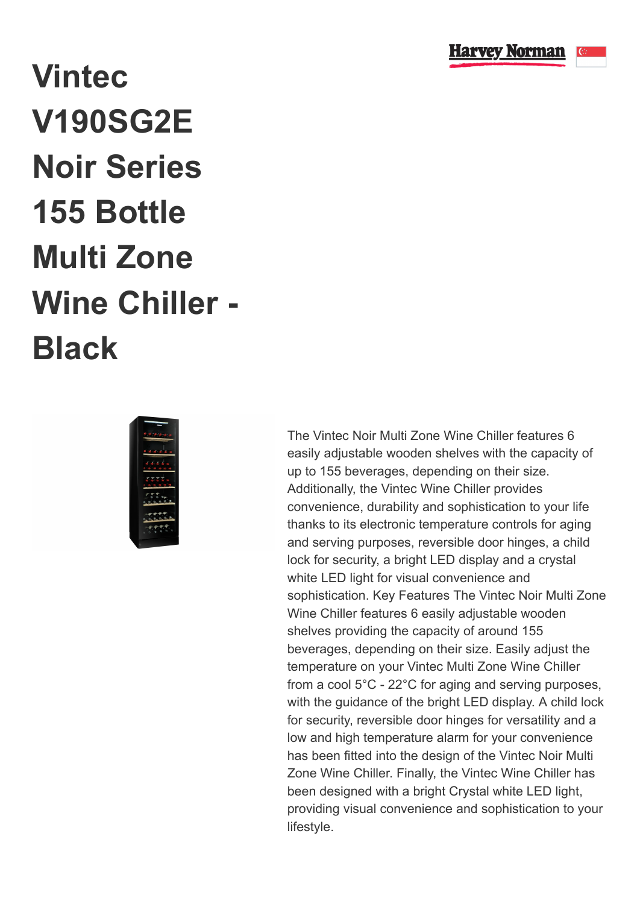# Vintec V190SG2E Noir Series 155 Bottle Multi Zone Wine Chiller - Black

The Vintec Noir Multi Zone Wine Chiller features 6 easily adjustable wooden shelves with the capacity of up to 155 beverages, depending on their size. Additionally, the Vintec Wine Chiller provides convenience, durability and sophistication to your life thanks to its electronic temperature controls for aging and serving purposes, reversible door hinges, a child lock for security, a bright LED display and a crystal white LED light for visual convenience and sophistication. Key Features The Vintec Noir Multi Zone Wine Chiller features 6 easily adjustable wooden shelves providing the capacity of around 155 beverages, depending on their size. Easily adjust the temperature on your Vintec Multi Zone Wine Chiller from a cool 5°C - 22°C for aging and serving purposes, with the guidance of the bright LED display. A child lock for security, reversible door hinges for versatility and a low and high temperature alarm for your convenience has been fitted into the design of the Vintec Noir Multi Zone Wine Chiller. Finally, the Vintec Wine Chiller has been designed with a bright Crystal white LED light, providing visual convenience and sophistication to your lifestyle.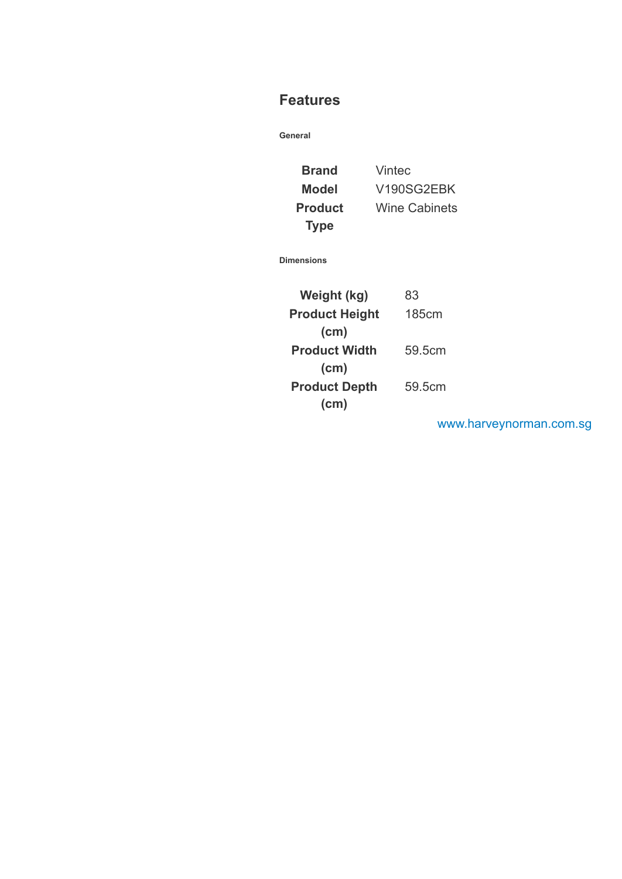## Features

#### General

| | |
|---|---|
| **Brand** | Vintec |
| **Model** | V190SG2EBK |
| **Product Type** | Wine Cabinets |

#### Dimensions

| | |
|---|---|
| **Weight (kg)** | 83 |
| **Product Height (cm)** | 185cm |
| **Product Width (cm)** | 59.5cm |
| **Product Depth (cm)** | 59.5cm |

www.harveynorman.com.sg